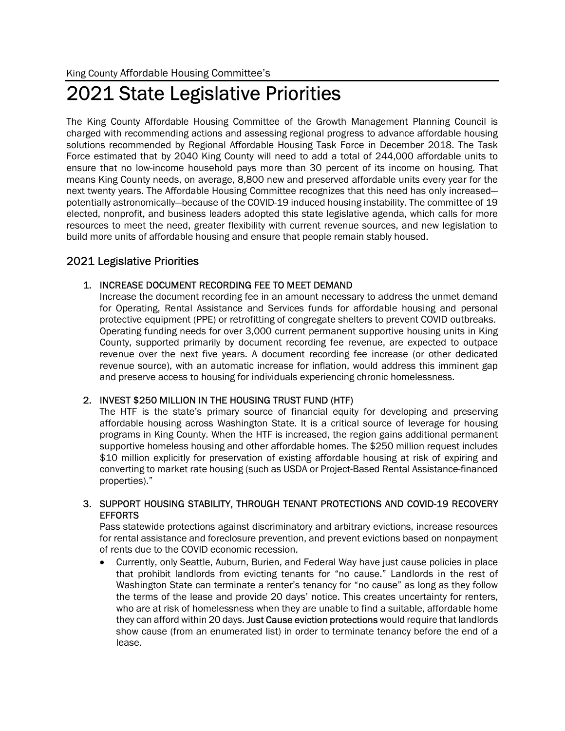King County Affordable Housing Committee's

# 2021 State Legislative Priorities

The King County Affordable Housing Committee of the Growth Management Planning Council is charged with recommending actions and assessing regional progress to advance affordable housing solutions recommended by Regional Affordable Housing Task Force in December 2018. The Task Force estimated that by 2040 King County will need to add a total of 244,000 affordable units to ensure that no low-income household pays more than 30 percent of its income on housing. That means King County needs, on average, 8,800 new and preserved affordable units every year for the next twenty years. The Affordable Housing Committee recognizes that this need has only increased—potentially astronomically—because of the COVID-19 induced housing instability. The committee of 19 elected, nonprofit, and business leaders adopted this state legislative agenda, which calls for more resources to meet the need, greater flexibility with current revenue sources, and new legislation to build more units of affordable housing and ensure that people remain stably housed.

## 2021 Legislative Priorities

1. INCREASE DOCUMENT RECORDING FEE TO MEET DEMAND
   Increase the document recording fee in an amount necessary to address the unmet demand for Operating, Rental Assistance and Services funds for affordable housing and personal protective equipment (PPE) or retrofitting of congregate shelters to prevent COVID outbreaks. Operating funding needs for over 3,000 current permanent supportive housing units in King County, supported primarily by document recording fee revenue, are expected to outpace revenue over the next five years. A document recording fee increase (or other dedicated revenue source), with an automatic increase for inflation, would address this imminent gap and preserve access to housing for individuals experiencing chronic homelessness.

2. INVEST $250 MILLION IN THE HOUSING TRUST FUND (HTF)
   The HTF is the state's primary source of financial equity for developing and preserving affordable housing across Washington State. It is a critical source of leverage for housing programs in King County. When the HTF is increased, the region gains additional permanent supportive homeless housing and other affordable homes. The $250 million request includes $10 million explicitly for preservation of existing affordable housing at risk of expiring and converting to market rate housing (such as USDA or Project-Based Rental Assistance-financed properties)."

3. SUPPORT HOUSING STABILITY, THROUGH TENANT PROTECTIONS AND COVID-19 RECOVERY EFFORTS
   Pass statewide protections against discriminatory and arbitrary evictions, increase resources for rental assistance and foreclosure prevention, and prevent evictions based on nonpayment of rents due to the COVID economic recession.
   - Currently, only Seattle, Auburn, Burien, and Federal Way have just cause policies in place that prohibit landlords from evicting tenants for "no cause." Landlords in the rest of Washington State can terminate a renter's tenancy for "no cause" as long as they follow the terms of the lease and provide 20 days' notice. This creates uncertainty for renters, who are at risk of homelessness when they are unable to find a suitable, affordable home they can afford within 20 days. Just Cause eviction protections would require that landlords show cause (from an enumerated list) in order to terminate tenancy before the end of a lease.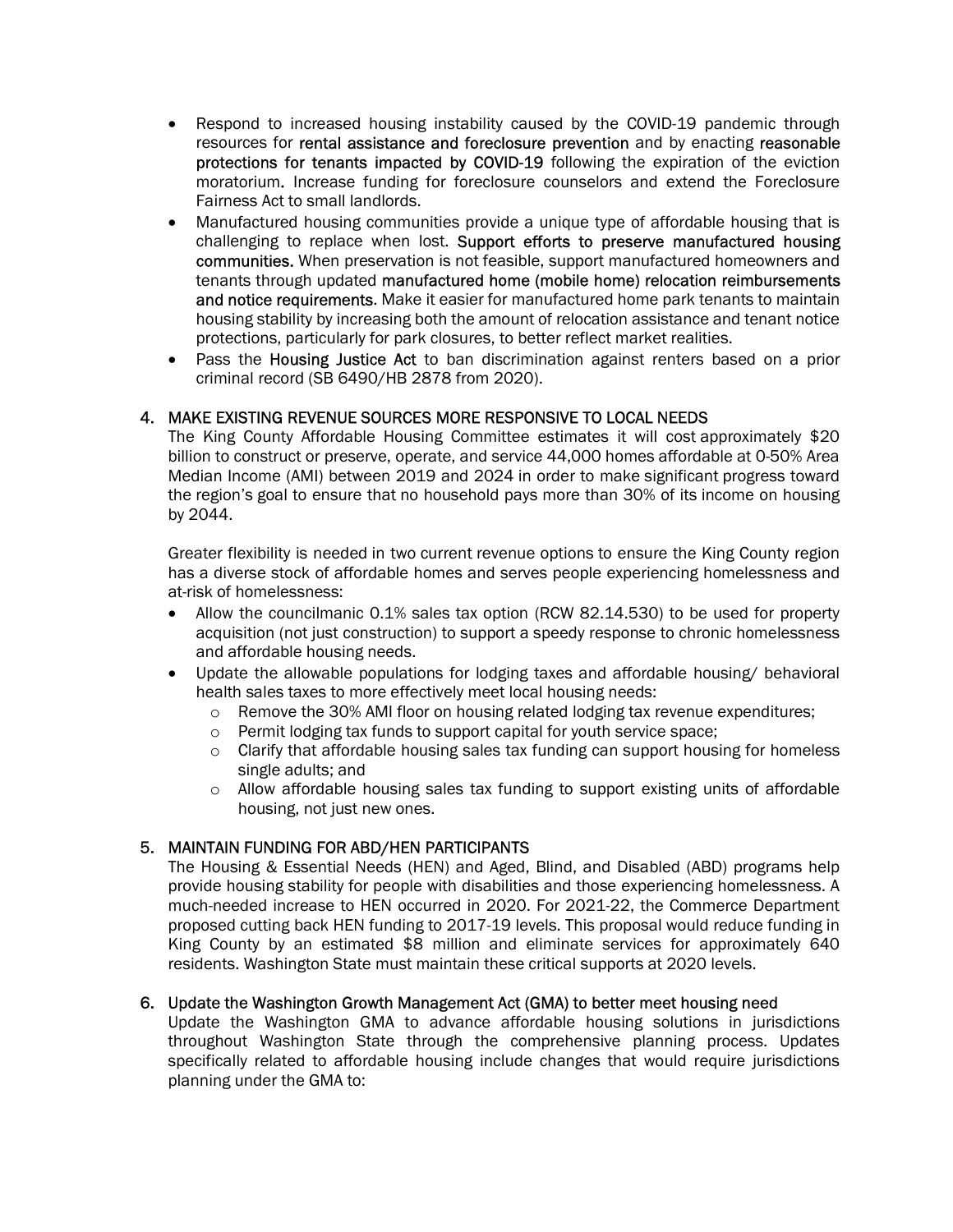- Respond to increased housing instability caused by the COVID-19 pandemic through resources for **rental assistance and foreclosure prevention** and by enacting **reasonable protections for tenants impacted by COVID-19** following the expiration of the eviction moratorium. Increase funding for foreclosure counselors and extend the Foreclosure Fairness Act to small landlords.
- Manufactured housing communities provide a unique type of affordable housing that is challenging to replace when lost. **Support efforts to preserve manufactured housing communities.** When preservation is not feasible, support manufactured homeowners and tenants through updated **manufactured home (mobile home) relocation reimbursements and notice requirements**. Make it easier for manufactured home park tenants to maintain housing stability by increasing both the amount of relocation assistance and tenant notice protections, particularly for park closures, to better reflect market realities.
- Pass the **Housing Justice Act** to ban discrimination against renters based on a prior criminal record (SB 6490/HB 2878 from 2020).

## 4. MAKE EXISTING REVENUE SOURCES MORE RESPONSIVE TO LOCAL NEEDS

The King County Affordable Housing Committee estimates it will cost approximately $20 billion to construct or preserve, operate, and service 44,000 homes affordable at 0-50% Area Median Income (AMI) between 2019 and 2024 in order to make significant progress toward the region's goal to ensure that no household pays more than 30% of its income on housing by 2044.

Greater flexibility is needed in two current revenue options to ensure the King County region has a diverse stock of affordable homes and serves people experiencing homelessness and at-risk of homelessness:

- Allow the councilmanic 0.1% sales tax option (RCW 82.14.530) to be used for property acquisition (not just construction) to support a speedy response to chronic homelessness and affordable housing needs.
- Update the allowable populations for lodging taxes and affordable housing/ behavioral health sales taxes to more effectively meet local housing needs:
  - Remove the 30% AMI floor on housing related lodging tax revenue expenditures;
  - Permit lodging tax funds to support capital for youth service space;
  - Clarify that affordable housing sales tax funding can support housing for homeless single adults; and
  - Allow affordable housing sales tax funding to support existing units of affordable housing, not just new ones.

## 5. MAINTAIN FUNDING FOR ABD/HEN PARTICIPANTS

The Housing & Essential Needs (HEN) and Aged, Blind, and Disabled (ABD) programs help provide housing stability for people with disabilities and those experiencing homelessness. A much-needed increase to HEN occurred in 2020. For 2021-22, the Commerce Department proposed cutting back HEN funding to 2017-19 levels. This proposal would reduce funding in King County by an estimated $8 million and eliminate services for approximately 640 residents. Washington State must maintain these critical supports at 2020 levels.

## 6. Update the Washington Growth Management Act (GMA) to better meet housing need

Update the Washington GMA to advance affordable housing solutions in jurisdictions throughout Washington State through the comprehensive planning process. Updates specifically related to affordable housing include changes that would require jurisdictions planning under the GMA to: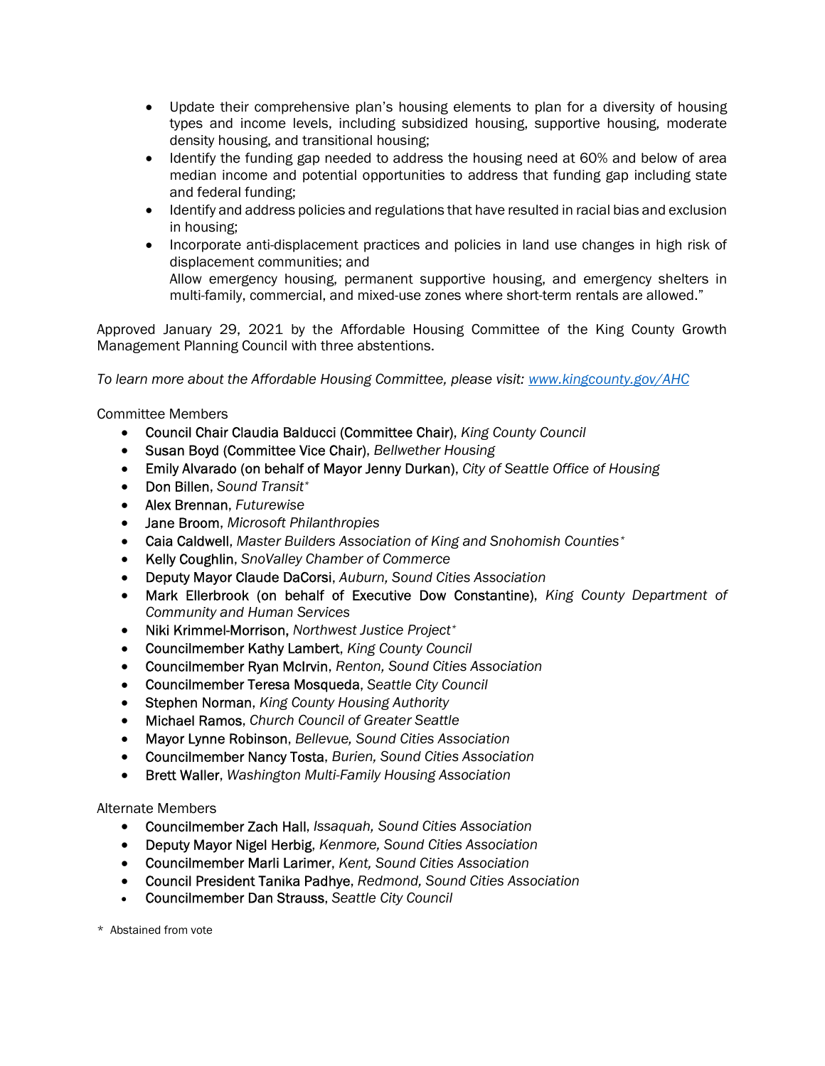- Update their comprehensive plan's housing elements to plan for a diversity of housing types and income levels, including subsidized housing, supportive housing, moderate density housing, and transitional housing;
- Identify the funding gap needed to address the housing need at 60% and below of area median income and potential opportunities to address that funding gap including state and federal funding;
- Identify and address policies and regulations that have resulted in racial bias and exclusion in housing;
- Incorporate anti-displacement practices and policies in land use changes in high risk of displacement communities; and
  Allow emergency housing, permanent supportive housing, and emergency shelters in multi-family, commercial, and mixed-use zones where short-term rentals are allowed."

Approved January 29, 2021 by the Affordable Housing Committee of the King County Growth Management Planning Council with three abstentions.

*To learn more about the Affordable Housing Committee, please visit: [www.kingcounty.gov/AHC](www.kingcounty.gov/AHC)*

Committee Members

- Council Chair Claudia Balducci (Committee Chair), *King County Council*
- Susan Boyd (Committee Vice Chair), *Bellwether Housing*
- Emily Alvarado (on behalf of Mayor Jenny Durkan), *City of Seattle Office of Housing*
- Don Billen, *Sound Transit**
- Alex Brennan, *Futurewise*
- Jane Broom, *Microsoft Philanthropies*
- Caia Caldwell, *Master Builders Association of King and Snohomish Counties**
- Kelly Coughlin, *SnoValley Chamber of Commerce*
- Deputy Mayor Claude DaCorsi, *Auburn, Sound Cities Association*
- Mark Ellerbrook (on behalf of Executive Dow Constantine), *King County Department of Community and Human Services*
- Niki Krimmel-Morrison, *Northwest Justice Project**
- Councilmember Kathy Lambert, *King County Council*
- Councilmember Ryan McIrvin, *Renton, Sound Cities Association*
- Councilmember Teresa Mosqueda, *Seattle City Council*
- Stephen Norman, *King County Housing Authority*
- Michael Ramos, *Church Council of Greater Seattle*
- Mayor Lynne Robinson, *Bellevue, Sound Cities Association*
- Councilmember Nancy Tosta, *Burien, Sound Cities Association*
- Brett Waller, *Washington Multi-Family Housing Association*

Alternate Members

- Councilmember Zach Hall, *Issaquah, Sound Cities Association*
- Deputy Mayor Nigel Herbig, *Kenmore, Sound Cities Association*
- Councilmember Marli Larimer, *Kent, Sound Cities Association*
- Council President Tanika Padhye, *Redmond, Sound Cities Association*
- Councilmember Dan Strauss, *Seattle City Council*

\* Abstained from vote